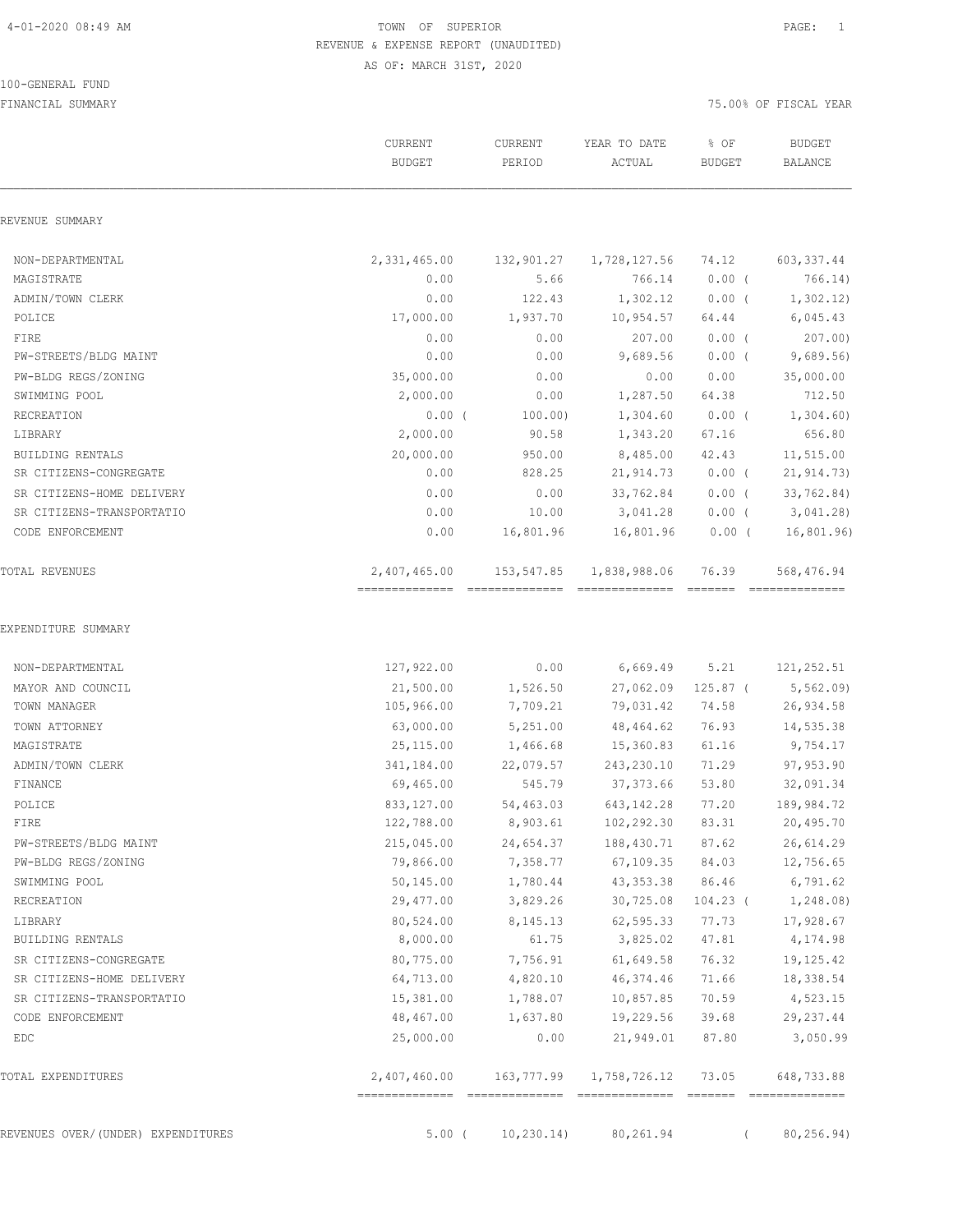TOWN OF SUPERIOR
REVENUE & EXPENSE REPORT (UNAUDITED)
AS OF: MARCH 31ST, 2020

100-GENERAL FUND
FINANCIAL SUMMARY

75.00% OF FISCAL YEAR

| | CURRENT BUDGET | CURRENT PERIOD | YEAR TO DATE ACTUAL | % OF BUDGET | BUDGET BALANCE |
|---|---|---|---|---|---|
| REVENUE SUMMARY | | | | | |
| NON-DEPARTMENTAL | 2,331,465.00 | 132,901.27 | 1,728,127.56 | 74.12 | 603,337.44 |
| MAGISTRATE | 0.00 | 5.66 | 766.14 | 0.00 ( | 766.14) |
| ADMIN/TOWN CLERK | 0.00 | 122.43 | 1,302.12 | 0.00 ( | 1,302.12) |
| POLICE | 17,000.00 | 1,937.70 | 10,954.57 | 64.44 | 6,045.43 |
| FIRE | 0.00 | 0.00 | 207.00 | 0.00 ( | 207.00) |
| PW-STREETS/BLDG MAINT | 0.00 | 0.00 | 9,689.56 | 0.00 ( | 9,689.56) |
| PW-BLDG REGS/ZONING | 35,000.00 | 0.00 | 0.00 | 0.00 | 35,000.00 |
| SWIMMING POOL | 2,000.00 | 0.00 | 1,287.50 | 64.38 | 712.50 |
| RECREATION | 0.00 ( | 100.00) | 1,304.60 | 0.00 ( | 1,304.60) |
| LIBRARY | 2,000.00 | 90.58 | 1,343.20 | 67.16 | 656.80 |
| BUILDING RENTALS | 20,000.00 | 950.00 | 8,485.00 | 42.43 | 11,515.00 |
| SR CITIZENS-CONGREGATE | 0.00 | 828.25 | 21,914.73 | 0.00 ( | 21,914.73) |
| SR CITIZENS-HOME DELIVERY | 0.00 | 0.00 | 33,762.84 | 0.00 ( | 33,762.84) |
| SR CITIZENS-TRANSPORTATIO | 0.00 | 10.00 | 3,041.28 | 0.00 ( | 3,041.28) |
| CODE ENFORCEMENT | 0.00 | 16,801.96 | 16,801.96 | 0.00 ( | 16,801.96) |
| TOTAL REVENUES | 2,407,465.00 | 153,547.85 | 1,838,988.06 | 76.39 | 568,476.94 |
| EXPENDITURE SUMMARY | | | | | |
| NON-DEPARTMENTAL | 127,922.00 | 0.00 | 6,669.49 | 5.21 | 121,252.51 |
| MAYOR AND COUNCIL | 21,500.00 | 1,526.50 | 27,062.09 | 125.87 ( | 5,562.09) |
| TOWN MANAGER | 105,966.00 | 7,709.21 | 79,031.42 | 74.58 | 26,934.58 |
| TOWN ATTORNEY | 63,000.00 | 5,251.00 | 48,464.62 | 76.93 | 14,535.38 |
| MAGISTRATE | 25,115.00 | 1,466.68 | 15,360.83 | 61.16 | 9,754.17 |
| ADMIN/TOWN CLERK | 341,184.00 | 22,079.57 | 243,230.10 | 71.29 | 97,953.90 |
| FINANCE | 69,465.00 | 545.79 | 37,373.66 | 53.80 | 32,091.34 |
| POLICE | 833,127.00 | 54,463.03 | 643,142.28 | 77.20 | 189,984.72 |
| FIRE | 122,788.00 | 8,903.61 | 102,292.30 | 83.31 | 20,495.70 |
| PW-STREETS/BLDG MAINT | 215,045.00 | 24,654.37 | 188,430.71 | 87.62 | 26,614.29 |
| PW-BLDG REGS/ZONING | 79,866.00 | 7,358.77 | 67,109.35 | 84.03 | 12,756.65 |
| SWIMMING POOL | 50,145.00 | 1,780.44 | 43,353.38 | 86.46 | 6,791.62 |
| RECREATION | 29,477.00 | 3,829.26 | 30,725.08 | 104.23 ( | 1,248.08) |
| LIBRARY | 80,524.00 | 8,145.13 | 62,595.33 | 77.73 | 17,928.67 |
| BUILDING RENTALS | 8,000.00 | 61.75 | 3,825.02 | 47.81 | 4,174.98 |
| SR CITIZENS-CONGREGATE | 80,775.00 | 7,756.91 | 61,649.58 | 76.32 | 19,125.42 |
| SR CITIZENS-HOME DELIVERY | 64,713.00 | 4,820.10 | 46,374.46 | 71.66 | 18,338.54 |
| SR CITIZENS-TRANSPORTATIO | 15,381.00 | 1,788.07 | 10,857.85 | 70.59 | 4,523.15 |
| CODE ENFORCEMENT | 48,467.00 | 1,637.80 | 19,229.56 | 39.68 | 29,237.44 |
| EDC | 25,000.00 | 0.00 | 21,949.01 | 87.80 | 3,050.99 |
| TOTAL EXPENDITURES | 2,407,460.00 | 163,777.99 | 1,758,726.12 | 73.05 | 648,733.88 |
| REVENUES OVER/(UNDER) EXPENDITURES | 5.00 ( | 10,230.14) | 80,261.94 | ( | 80,256.94) |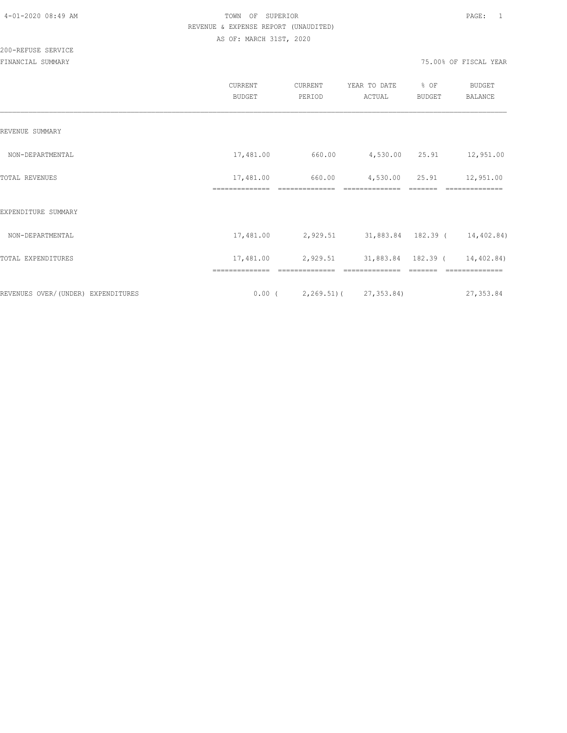TOWN OF SUPERIOR
REVENUE & EXPENSE REPORT (UNAUDITED)
AS OF: MARCH 31ST, 2020

200-REFUSE SERVICE
FINANCIAL SUMMARY

75.00% OF FISCAL YEAR

| | CURRENT BUDGET | CURRENT PERIOD | YEAR TO DATE ACTUAL | % OF BUDGET | BUDGET BALANCE |
|---|---|---|---|---|---|
| REVENUE SUMMARY | | | | | |
| NON-DEPARTMENTAL | 17,481.00 | 660.00 | 4,530.00 | 25.91 | 12,951.00 |
| TOTAL REVENUES | 17,481.00 | 660.00 | 4,530.00 | 25.91 | 12,951.00 |
| EXPENDITURE SUMMARY | | | | | |
| NON-DEPARTMENTAL | 17,481.00 | 2,929.51 | 31,883.84 | 182.39 | ( 14,402.84) |
| TOTAL EXPENDITURES | 17,481.00 | 2,929.51 | 31,883.84 | 182.39 | ( 14,402.84) |
| REVENUES OVER/(UNDER) EXPENDITURES | 0.00 | ( 2,269.51) | ( 27,353.84) | | 27,353.84 |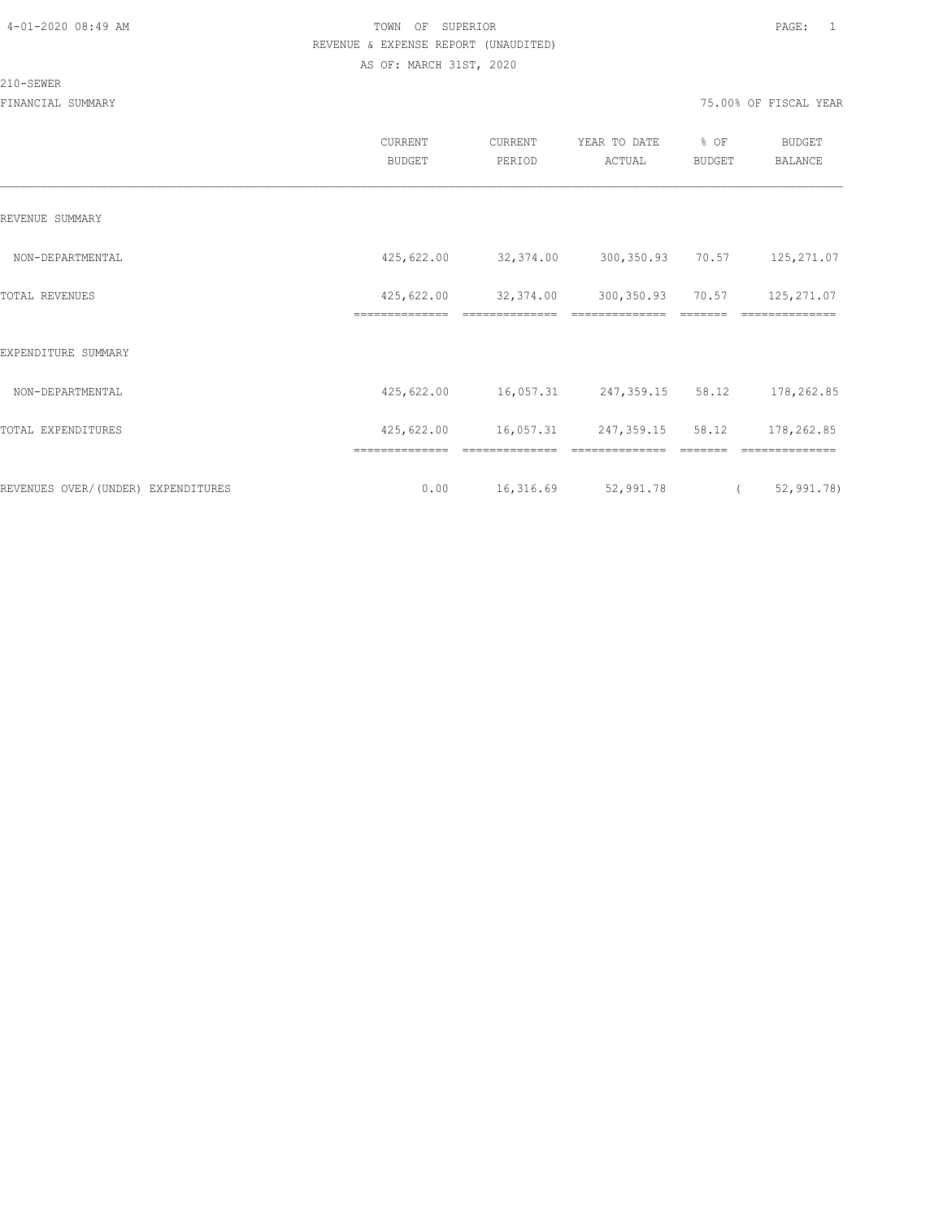TOWN OF SUPERIOR

REVENUE & EXPENSE REPORT (UNAUDITED)

AS OF: MARCH 31ST, 2020

210-SEWER

FINANCIAL SUMMARY 75.00% OF FISCAL YEAR

| | CURRENT BUDGET | CURRENT PERIOD | YEAR TO DATE ACTUAL | % OF BUDGET | BUDGET BALANCE |
|---|---|---|---|---|---|
| REVENUE SUMMARY | | | | | |
| NON-DEPARTMENTAL | 425,622.00 | 32,374.00 | 300,350.93 | 70.57 | 125,271.07 |
| TOTAL REVENUES | 425,622.00 | 32,374.00 | 300,350.93 | 70.57 | 125,271.07 |
| EXPENDITURE SUMMARY | | | | | |
| NON-DEPARTMENTAL | 425,622.00 | 16,057.31 | 247,359.15 | 58.12 | 178,262.85 |
| TOTAL EXPENDITURES | 425,622.00 | 16,057.31 | 247,359.15 | 58.12 | 178,262.85 |
| REVENUES OVER/(UNDER) EXPENDITURES | 0.00 | 16,316.69 | 52,991.78 | | ( 52,991.78) |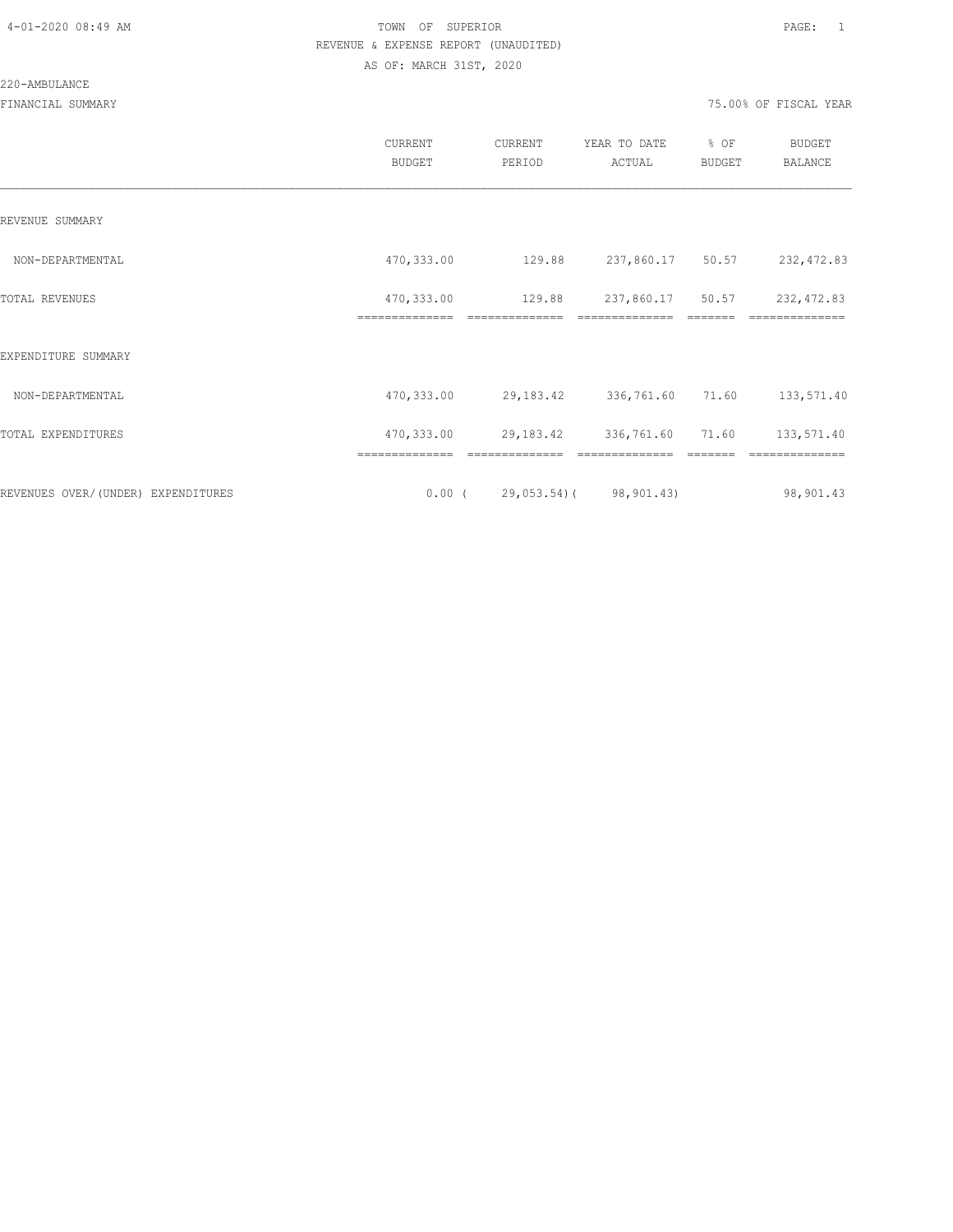4-01-2020 08:49 AM

TOWN OF SUPERIOR

REVENUE & EXPENSE REPORT (UNAUDITED)

AS OF: MARCH 31ST, 2020

220-AMBULANCE

FINANCIAL SUMMARY — 75.00% OF FISCAL YEAR

| | CURRENT BUDGET | CURRENT PERIOD | YEAR TO DATE ACTUAL | % OF BUDGET | BUDGET BALANCE |
|---|---|---|---|---|---|
| REVENUE SUMMARY | | | | | |
| NON-DEPARTMENTAL | 470,333.00 | 129.88 | 237,860.17 | 50.57 | 232,472.83 |
| TOTAL REVENUES | 470,333.00 | 129.88 | 237,860.17 | 50.57 | 232,472.83 |
| EXPENDITURE SUMMARY | | | | | |
| NON-DEPARTMENTAL | 470,333.00 | 29,183.42 | 336,761.60 | 71.60 | 133,571.40 |
| TOTAL EXPENDITURES | 470,333.00 | 29,183.42 | 336,761.60 | 71.60 | 133,571.40 |
| REVENUES OVER/(UNDER) EXPENDITURES | 0.00 | ( 29,053.54) | ( 98,901.43) | | 98,901.43 |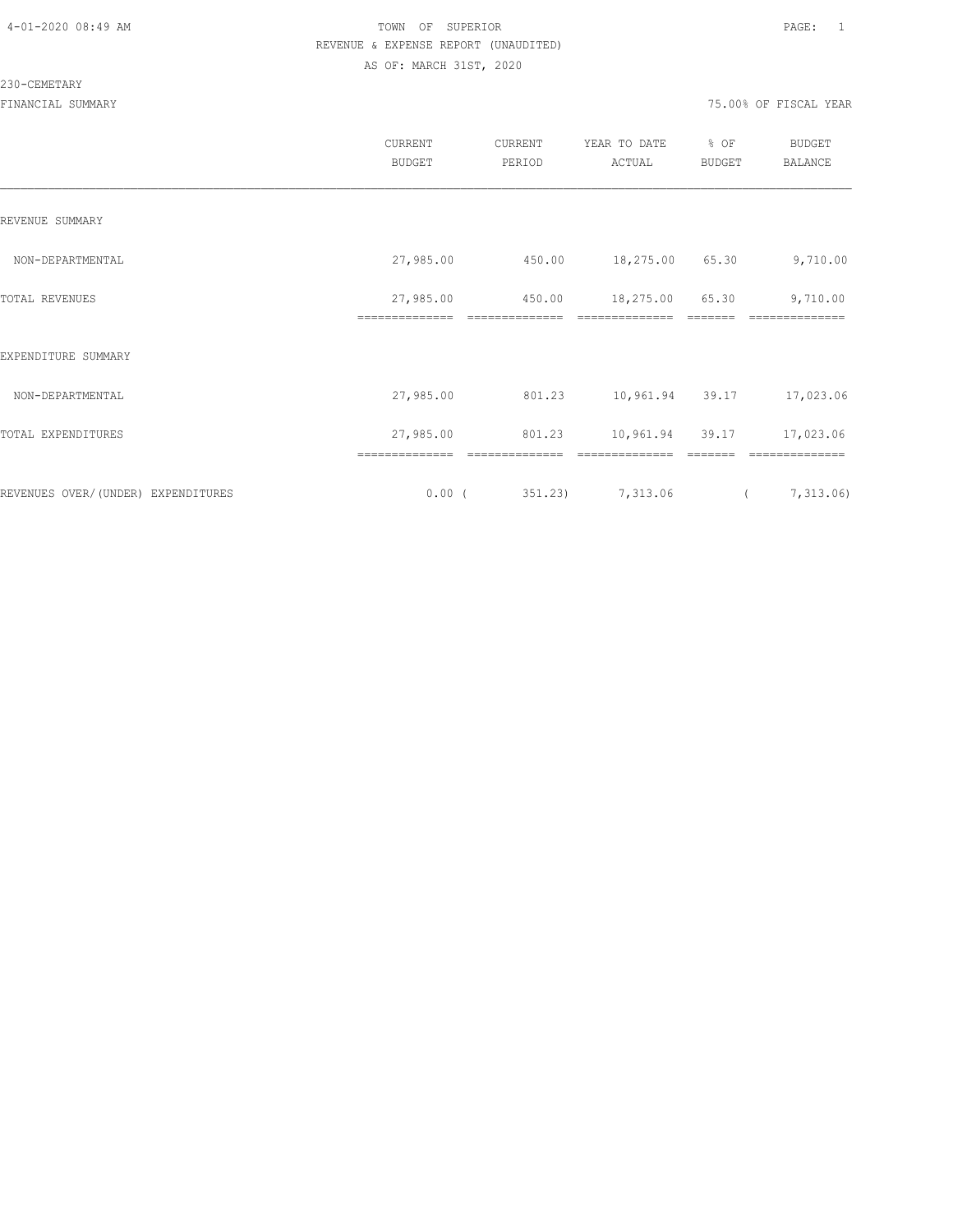4-01-2020 08:49 AM

TOWN OF SUPERIOR

REVENUE & EXPENSE REPORT (UNAUDITED)

AS OF: MARCH 31ST, 2020

230-CEMETARY

FINANCIAL SUMMARY

75.00% OF FISCAL YEAR

| | CURRENT BUDGET | CURRENT PERIOD | YEAR TO DATE ACTUAL | % OF BUDGET | BUDGET BALANCE |
|---|---|---|---|---|---|
| REVENUE SUMMARY | | | | | |
| NON-DEPARTMENTAL | 27,985.00 | 450.00 | 18,275.00 | 65.30 | 9,710.00 |
| TOTAL REVENUES | 27,985.00 | 450.00 | 18,275.00 | 65.30 | 9,710.00 |
| EXPENDITURE SUMMARY | | | | | |
| NON-DEPARTMENTAL | 27,985.00 | 801.23 | 10,961.94 | 39.17 | 17,023.06 |
| TOTAL EXPENDITURES | 27,985.00 | 801.23 | 10,961.94 | 39.17 | 17,023.06 |
| REVENUES OVER/(UNDER) EXPENDITURES | 0.00 | (351.23) | 7,313.06 | | (7,313.06) |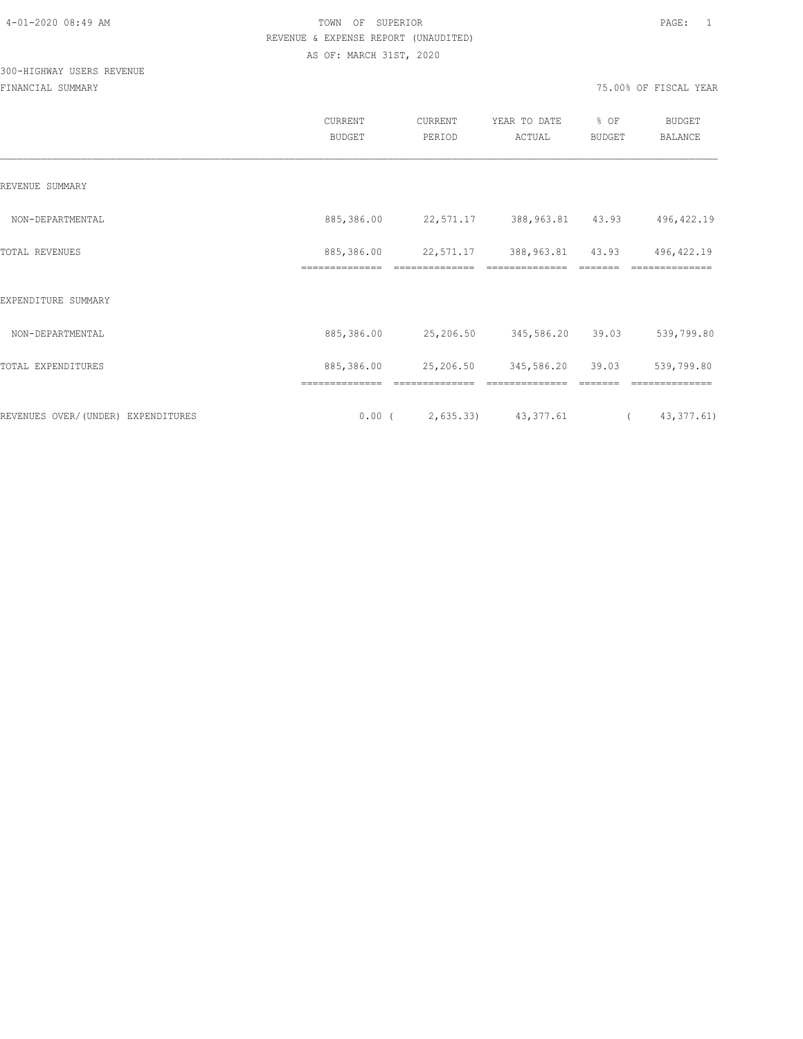4-01-2020 08:49 AM

# TOWN OF SUPERIOR

REVENUE & EXPENSE REPORT (UNAUDITED)

AS OF: MARCH 31ST, 2020

300-HIGHWAY USERS REVENUE

FINANCIAL SUMMARY

75.00% OF FISCAL YEAR

| | CURRENT BUDGET | CURRENT PERIOD | YEAR TO DATE ACTUAL | % OF BUDGET | BUDGET BALANCE |
|---|---|---|---|---|---|
| REVENUE SUMMARY | | | | | |
| NON-DEPARTMENTAL | 885,386.00 | 22,571.17 | 388,963.81 | 43.93 | 496,422.19 |
| TOTAL REVENUES | 885,386.00 | 22,571.17 | 388,963.81 | 43.93 | 496,422.19 |
| EXPENDITURE SUMMARY | | | | | |
| NON-DEPARTMENTAL | 885,386.00 | 25,206.50 | 345,586.20 | 39.03 | 539,799.80 |
| TOTAL EXPENDITURES | 885,386.00 | 25,206.50 | 345,586.20 | 39.03 | 539,799.80 |
| REVENUES OVER/(UNDER) EXPENDITURES | 0.00 | ( 2,635.33) | 43,377.61 | | ( 43,377.61) |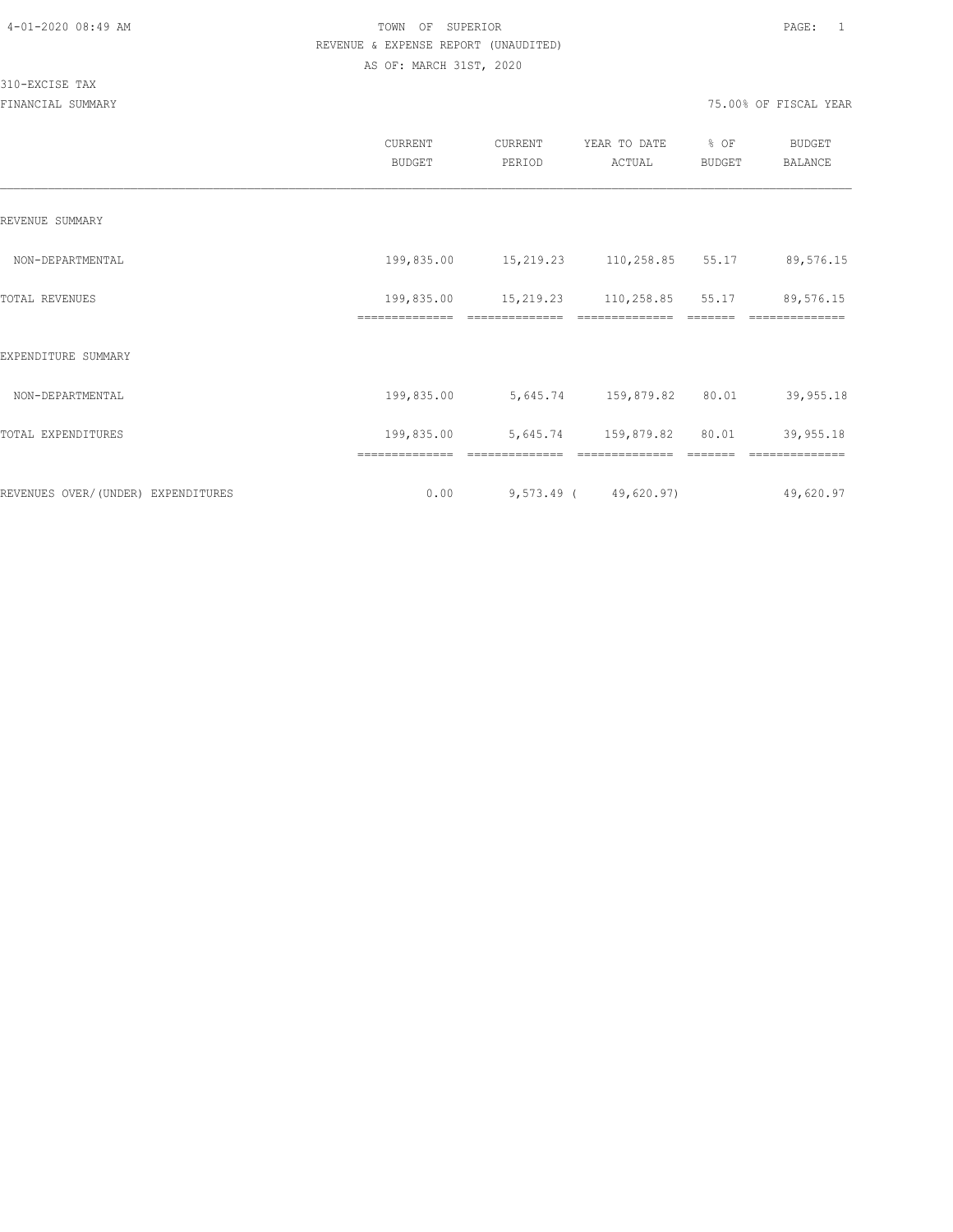TOWN OF SUPERIOR

REVENUE & EXPENSE REPORT (UNAUDITED)

AS OF: MARCH 31ST, 2020

310-EXCISE TAX

FINANCIAL SUMMARY

75.00% OF FISCAL YEAR

| | CURRENT BUDGET | CURRENT PERIOD | YEAR TO DATE ACTUAL | % OF BUDGET | BUDGET BALANCE |
|---|---|---|---|---|---|
| REVENUE SUMMARY | | | | | |
| NON-DEPARTMENTAL | 199,835.00 | 15,219.23 | 110,258.85 | 55.17 | 89,576.15 |
| TOTAL REVENUES | 199,835.00 | 15,219.23 | 110,258.85 | 55.17 | 89,576.15 |
| EXPENDITURE SUMMARY | | | | | |
| NON-DEPARTMENTAL | 199,835.00 | 5,645.74 | 159,879.82 | 80.01 | 39,955.18 |
| TOTAL EXPENDITURES | 199,835.00 | 5,645.74 | 159,879.82 | 80.01 | 39,955.18 |
| REVENUES OVER/(UNDER) EXPENDITURES | 0.00 | 9,573.49 | ( 49,620.97) | | 49,620.97 |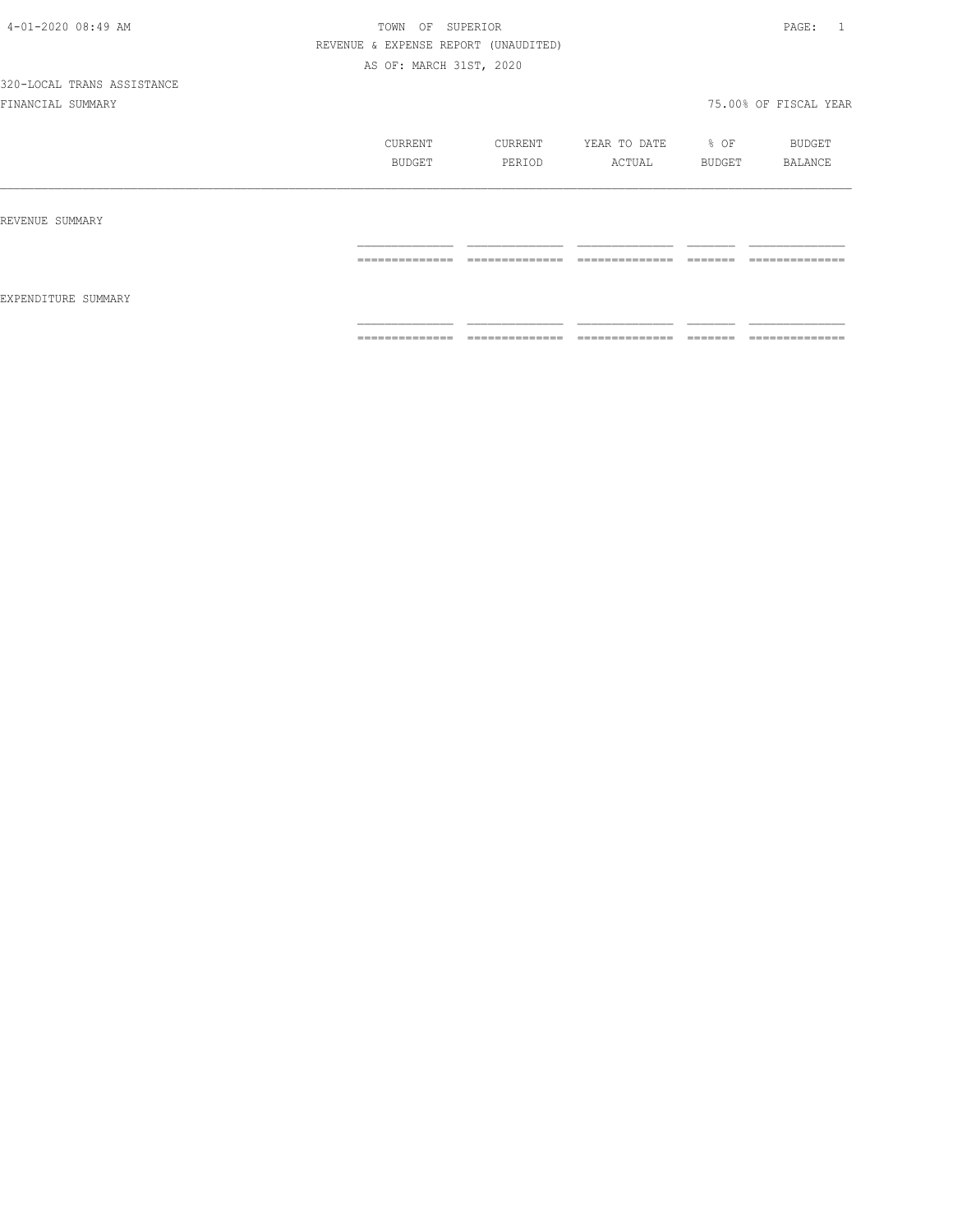TOWN OF SUPERIOR

REVENUE & EXPENSE REPORT (UNAUDITED)

AS OF: MARCH 31ST, 2020

320-LOCAL TRANS ASSISTANCE

FINANCIAL SUMMARY

75.00% OF FISCAL YEAR

| | CURRENT BUDGET | CURRENT PERIOD | YEAR TO DATE ACTUAL | % OF BUDGET | BUDGET BALANCE |
|---|---|---|---|---|---|
| REVENUE SUMMARY | | | | | |
| EXPENDITURE SUMMARY | | | | | |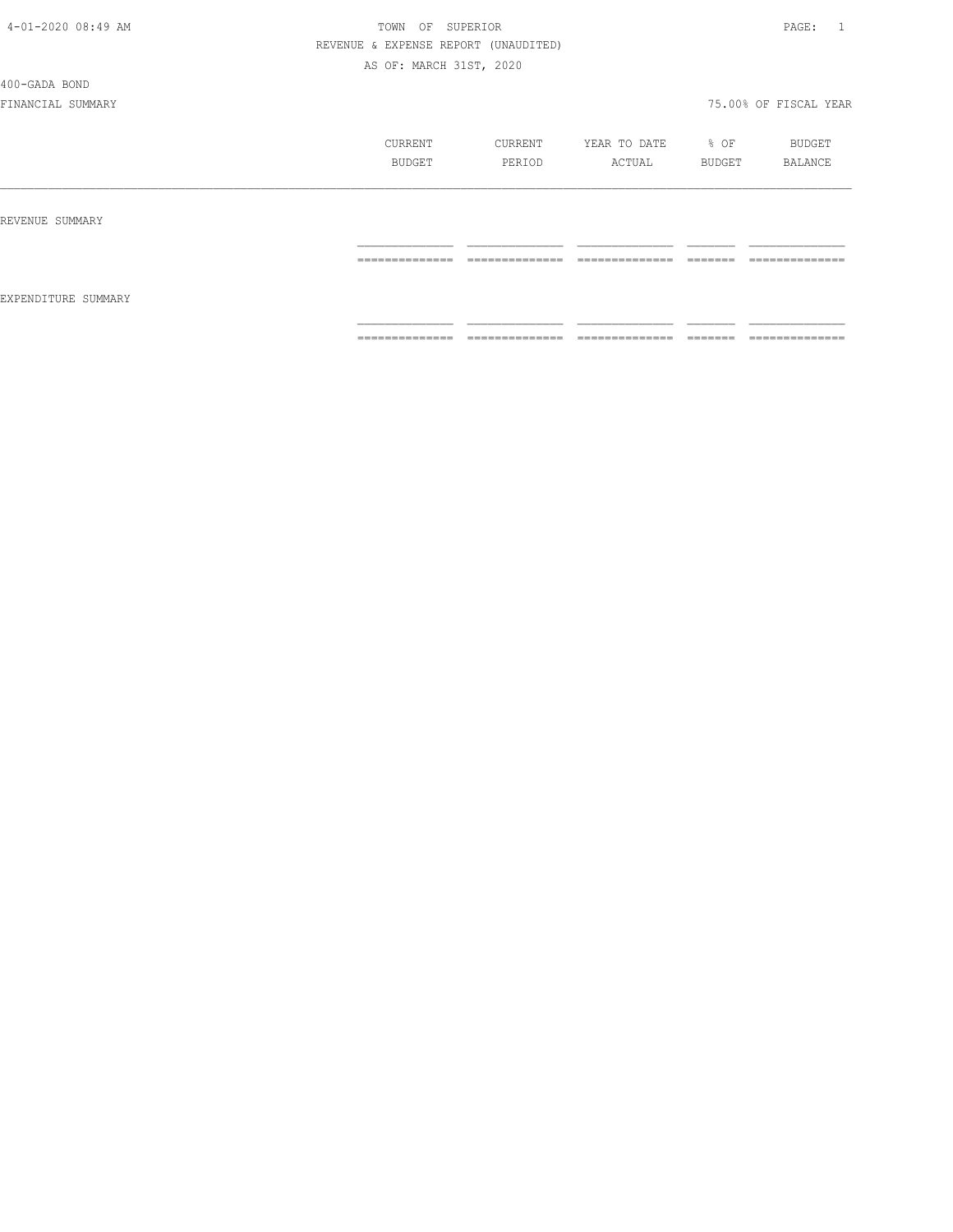4-01-2020 08:49 AM — TOWN OF SUPERIOR

REVENUE & EXPENSE REPORT (UNAUDITED)

AS OF: MARCH 31ST, 2020

400-GADA BOND

FINANCIAL SUMMARY — 75.00% OF FISCAL YEAR

| | CURRENT BUDGET | CURRENT PERIOD | YEAR TO DATE ACTUAL | % OF BUDGET | BUDGET BALANCE |
|---|---|---|---|---|---|
| REVENUE SUMMARY | | | | | |
| EXPENDITURE SUMMARY | | | | | |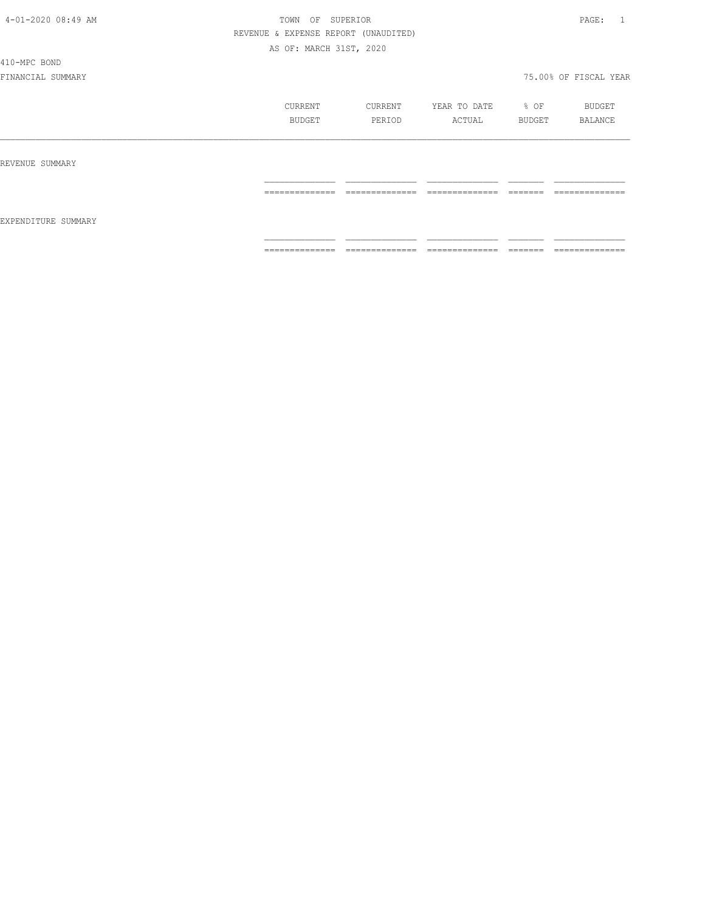TOWN OF SUPERIOR

REVENUE & EXPENSE REPORT (UNAUDITED)

AS OF: MARCH 31ST, 2020

410-MPC BOND

FINANCIAL SUMMARY

75.00% OF FISCAL YEAR

| | CURRENT BUDGET | CURRENT PERIOD | YEAR TO DATE ACTUAL | % OF BUDGET | BUDGET BALANCE |
|---|---|---|---|---|---|
| REVENUE SUMMARY | | | | | |
| EXPENDITURE SUMMARY | | | | | |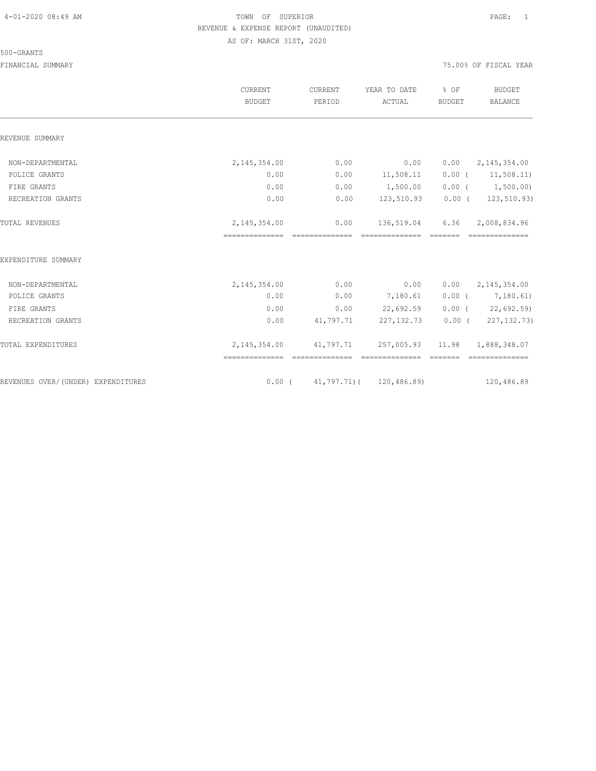TOWN OF SUPERIOR

REVENUE & EXPENSE REPORT (UNAUDITED)

AS OF: MARCH 31ST, 2020

500-GRANTS

FINANCIAL SUMMARY — 75.00% OF FISCAL YEAR

| | CURRENT BUDGET | CURRENT PERIOD | YEAR TO DATE ACTUAL | % OF BUDGET | BUDGET BALANCE |
|---|---|---|---|---|---|
| **REVENUE SUMMARY** | | | | | |
| NON-DEPARTMENTAL | 2,145,354.00 | 0.00 | 0.00 | 0.00 | 2,145,354.00 |
| POLICE GRANTS | 0.00 | 0.00 | 11,508.11 | 0.00 | ( 11,508.11) |
| FIRE GRANTS | 0.00 | 0.00 | 1,500.00 | 0.00 | ( 1,500.00) |
| RECREATION GRANTS | 0.00 | 0.00 | 123,510.93 | 0.00 | ( 123,510.93) |
| TOTAL REVENUES | 2,145,354.00 | 0.00 | 136,519.04 | 6.36 | 2,008,834.96 |
| **EXPENDITURE SUMMARY** | | | | | |
| NON-DEPARTMENTAL | 2,145,354.00 | 0.00 | 0.00 | 0.00 | 2,145,354.00 |
| POLICE GRANTS | 0.00 | 0.00 | 7,180.61 | 0.00 | ( 7,180.61) |
| FIRE GRANTS | 0.00 | 0.00 | 22,692.59 | 0.00 | ( 22,692.59) |
| RECREATION GRANTS | 0.00 | 41,797.71 | 227,132.73 | 0.00 | ( 227,132.73) |
| TOTAL EXPENDITURES | 2,145,354.00 | 41,797.71 | 257,005.93 | 11.98 | 1,888,348.07 |
| REVENUES OVER/(UNDER) EXPENDITURES | 0.00 | ( 41,797.71) | ( 120,486.89) | | 120,486.89 |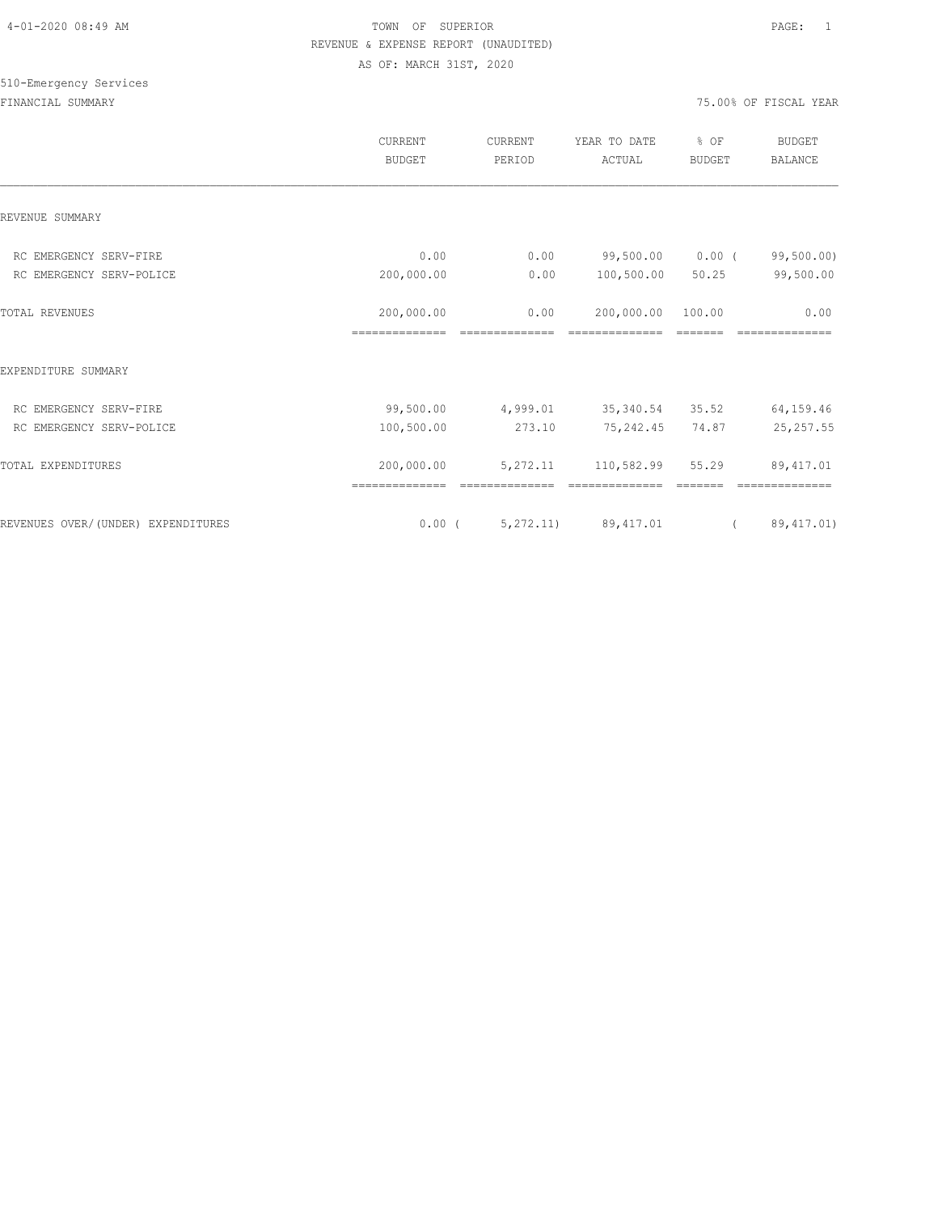TOWN OF SUPERIOR
REVENUE & EXPENSE REPORT (UNAUDITED)
AS OF: MARCH 31ST, 2020

510-Emergency Services

FINANCIAL SUMMARY — 75.00% OF FISCAL YEAR

| | CURRENT BUDGET | CURRENT PERIOD | YEAR TO DATE ACTUAL | % OF BUDGET | BUDGET BALANCE |
|---|---|---|---|---|---|
| REVENUE SUMMARY | | | | | |
| RC EMERGENCY SERV-FIRE | 0.00 | 0.00 | 99,500.00 | 0.00 | ( 99,500.00) |
| RC EMERGENCY SERV-POLICE | 200,000.00 | 0.00 | 100,500.00 | 50.25 | 99,500.00 |
| TOTAL REVENUES | 200,000.00 | 0.00 | 200,000.00 | 100.00 | 0.00 |
| EXPENDITURE SUMMARY | | | | | |
| RC EMERGENCY SERV-FIRE | 99,500.00 | 4,999.01 | 35,340.54 | 35.52 | 64,159.46 |
| RC EMERGENCY SERV-POLICE | 100,500.00 | 273.10 | 75,242.45 | 74.87 | 25,257.55 |
| TOTAL EXPENDITURES | 200,000.00 | 5,272.11 | 110,582.99 | 55.29 | 89,417.01 |
| REVENUES OVER/(UNDER) EXPENDITURES | 0.00 | ( 5,272.11) | 89,417.01 | | ( 89,417.01) |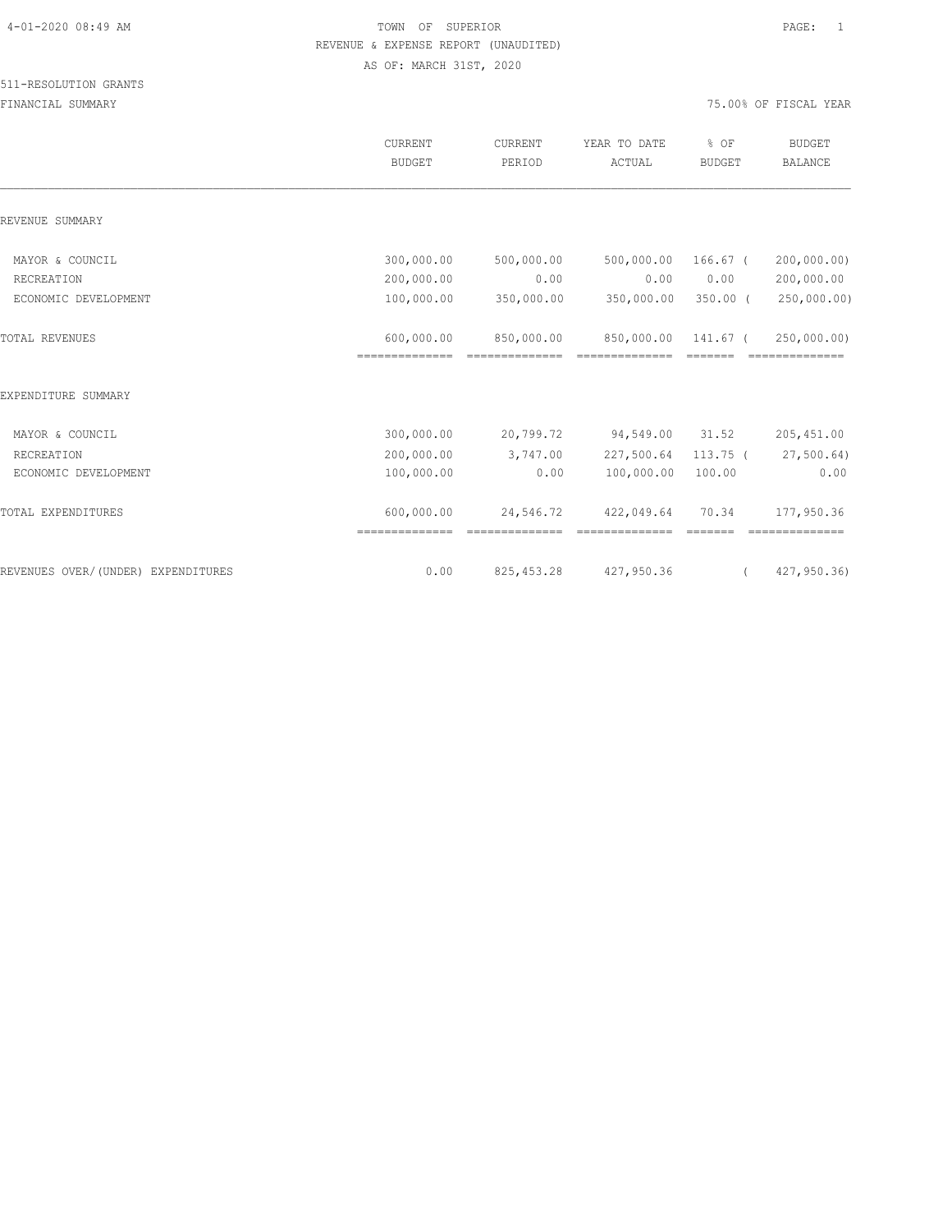TOWN OF SUPERIOR

REVENUE & EXPENSE REPORT (UNAUDITED)

AS OF: MARCH 31ST, 2020

511-RESOLUTION GRANTS

FINANCIAL SUMMARY

75.00% OF FISCAL YEAR

| | CURRENT BUDGET | CURRENT PERIOD | YEAR TO DATE ACTUAL | % OF BUDGET | BUDGET BALANCE |
|---|---|---|---|---|---|
| REVENUE SUMMARY | | | | | |
| MAYOR & COUNCIL | 300,000.00 | 500,000.00 | 500,000.00 | 166.67 | ( 200,000.00) |
| RECREATION | 200,000.00 | 0.00 | 0.00 | 0.00 | 200,000.00 |
| ECONOMIC DEVELOPMENT | 100,000.00 | 350,000.00 | 350,000.00 | 350.00 | ( 250,000.00) |
| TOTAL REVENUES | 600,000.00 | 850,000.00 | 850,000.00 | 141.67 | ( 250,000.00) |
| EXPENDITURE SUMMARY | | | | | |
| MAYOR & COUNCIL | 300,000.00 | 20,799.72 | 94,549.00 | 31.52 | 205,451.00 |
| RECREATION | 200,000.00 | 3,747.00 | 227,500.64 | 113.75 | ( 27,500.64) |
| ECONOMIC DEVELOPMENT | 100,000.00 | 0.00 | 100,000.00 | 100.00 | 0.00 |
| TOTAL EXPENDITURES | 600,000.00 | 24,546.72 | 422,049.64 | 70.34 | 177,950.36 |
| REVENUES OVER/(UNDER) EXPENDITURES | 0.00 | 825,453.28 | 427,950.36 | | ( 427,950.36) |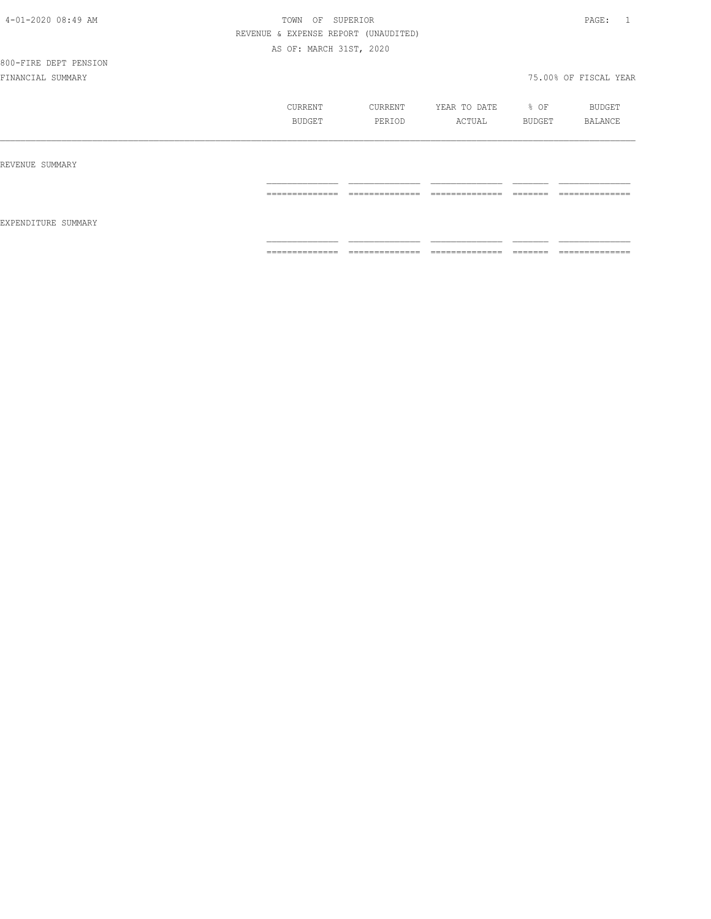4-01-2020 08:49 AM

TOWN OF SUPERIOR

REVENUE & EXPENSE REPORT (UNAUDITED)

AS OF: MARCH 31ST, 2020

800-FIRE DEPT PENSION

FINANCIAL SUMMARY

75.00% OF FISCAL YEAR

| | CURRENT BUDGET | CURRENT PERIOD | YEAR TO DATE ACTUAL | % OF BUDGET | BUDGET BALANCE |
|---|---|---|---|---|---|
| REVENUE SUMMARY | | | | | |
| EXPENDITURE SUMMARY | | | | | |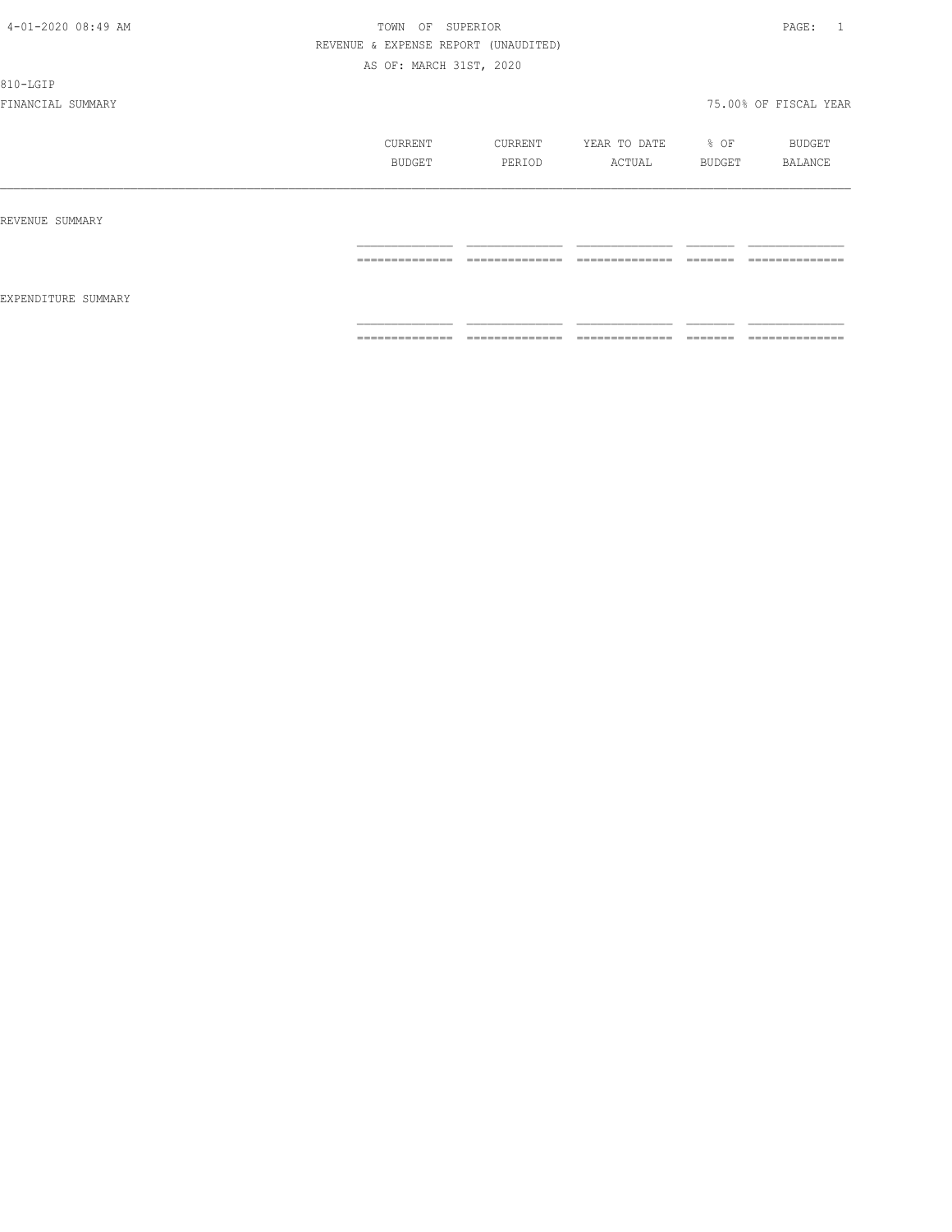TOWN OF SUPERIOR

REVENUE & EXPENSE REPORT (UNAUDITED)

AS OF: MARCH 31ST, 2020

810-LGIP

FINANCIAL SUMMARY — 75.00% OF FISCAL YEAR

| | CURRENT BUDGET | CURRENT PERIOD | YEAR TO DATE ACTUAL | % OF BUDGET | BUDGET BALANCE |
|---|---|---|---|---|---|
| REVENUE SUMMARY | | | | | |
| EXPENDITURE SUMMARY | | | | | |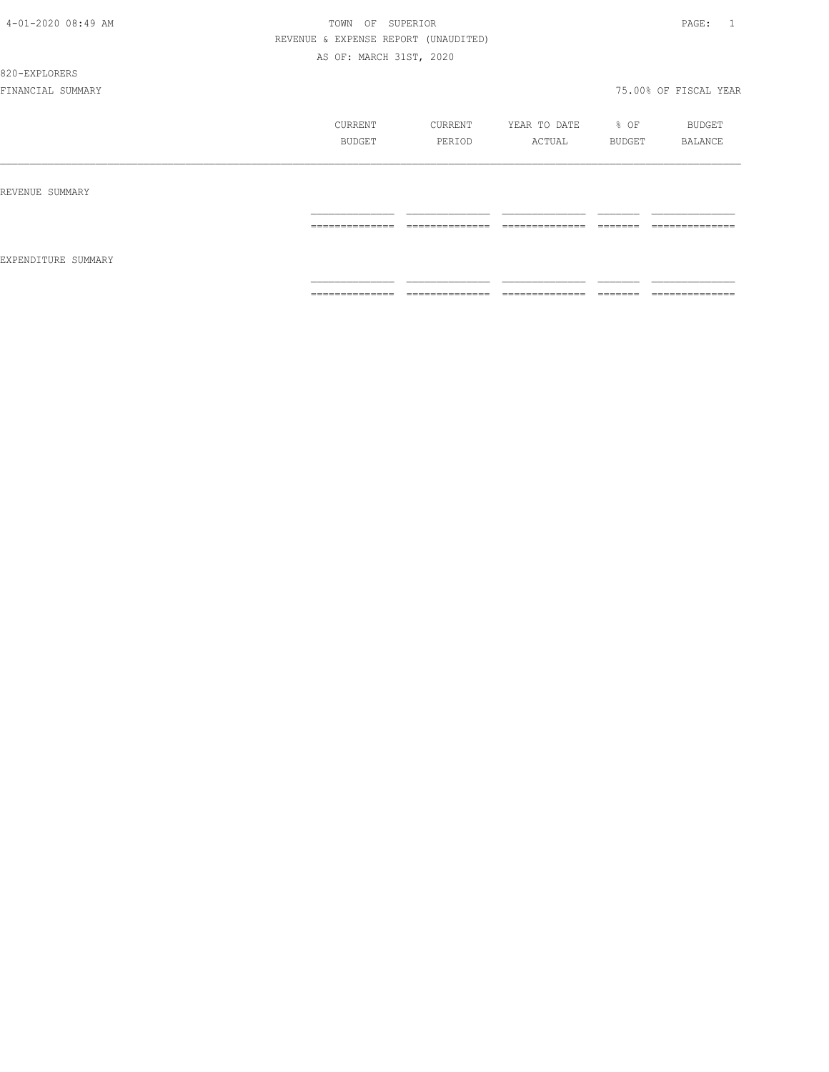TOWN OF SUPERIOR

REVENUE & EXPENSE REPORT (UNAUDITED)

AS OF: MARCH 31ST, 2020

820-EXPLORERS

FINANCIAL SUMMARY 75.00% OF FISCAL YEAR

| | CURRENT BUDGET | CURRENT PERIOD | YEAR TO DATE ACTUAL | % OF BUDGET | BUDGET BALANCE |
|---|---|---|---|---|---|
| REVENUE SUMMARY | | | | | |
| EXPENDITURE SUMMARY | | | | | |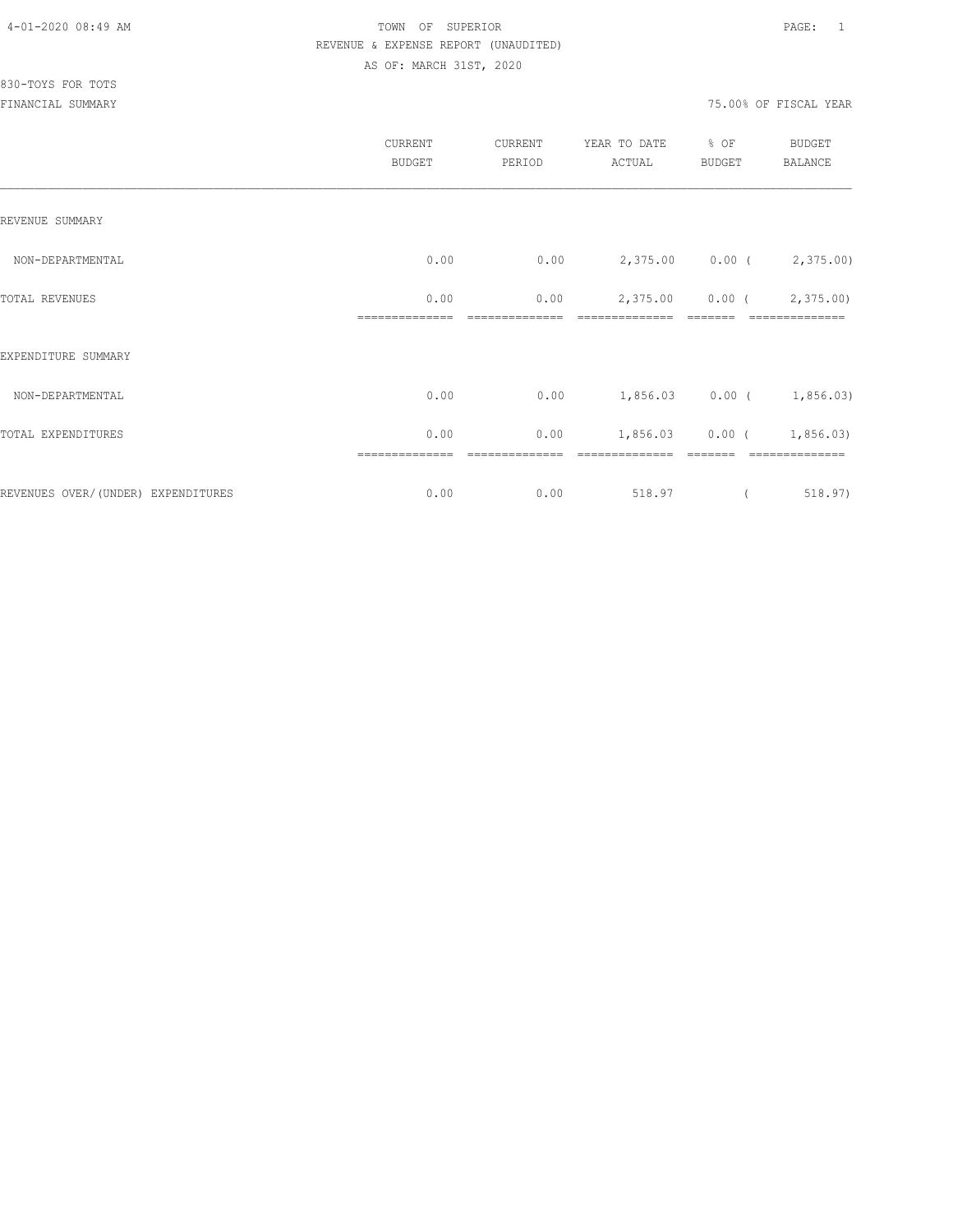4-01-2020 08:49 AM

TOWN OF SUPERIOR

REVENUE & EXPENSE REPORT (UNAUDITED)

AS OF: MARCH 31ST, 2020

830-TOYS FOR TOTS

FINANCIAL SUMMARY

75.00% OF FISCAL YEAR

| | CURRENT BUDGET | CURRENT PERIOD | YEAR TO DATE ACTUAL | % OF BUDGET | BUDGET BALANCE |
|---|---|---|---|---|---|
| REVENUE SUMMARY | | | | | |
| NON-DEPARTMENTAL | 0.00 | 0.00 | 2,375.00 | 0.00 | ( 2,375.00) |
| TOTAL REVENUES | 0.00 | 0.00 | 2,375.00 | 0.00 | ( 2,375.00) |
| EXPENDITURE SUMMARY | | | | | |
| NON-DEPARTMENTAL | 0.00 | 0.00 | 1,856.03 | 0.00 | ( 1,856.03) |
| TOTAL EXPENDITURES | 0.00 | 0.00 | 1,856.03 | 0.00 | ( 1,856.03) |
| REVENUES OVER/(UNDER) EXPENDITURES | 0.00 | 0.00 | 518.97 | | ( 518.97) |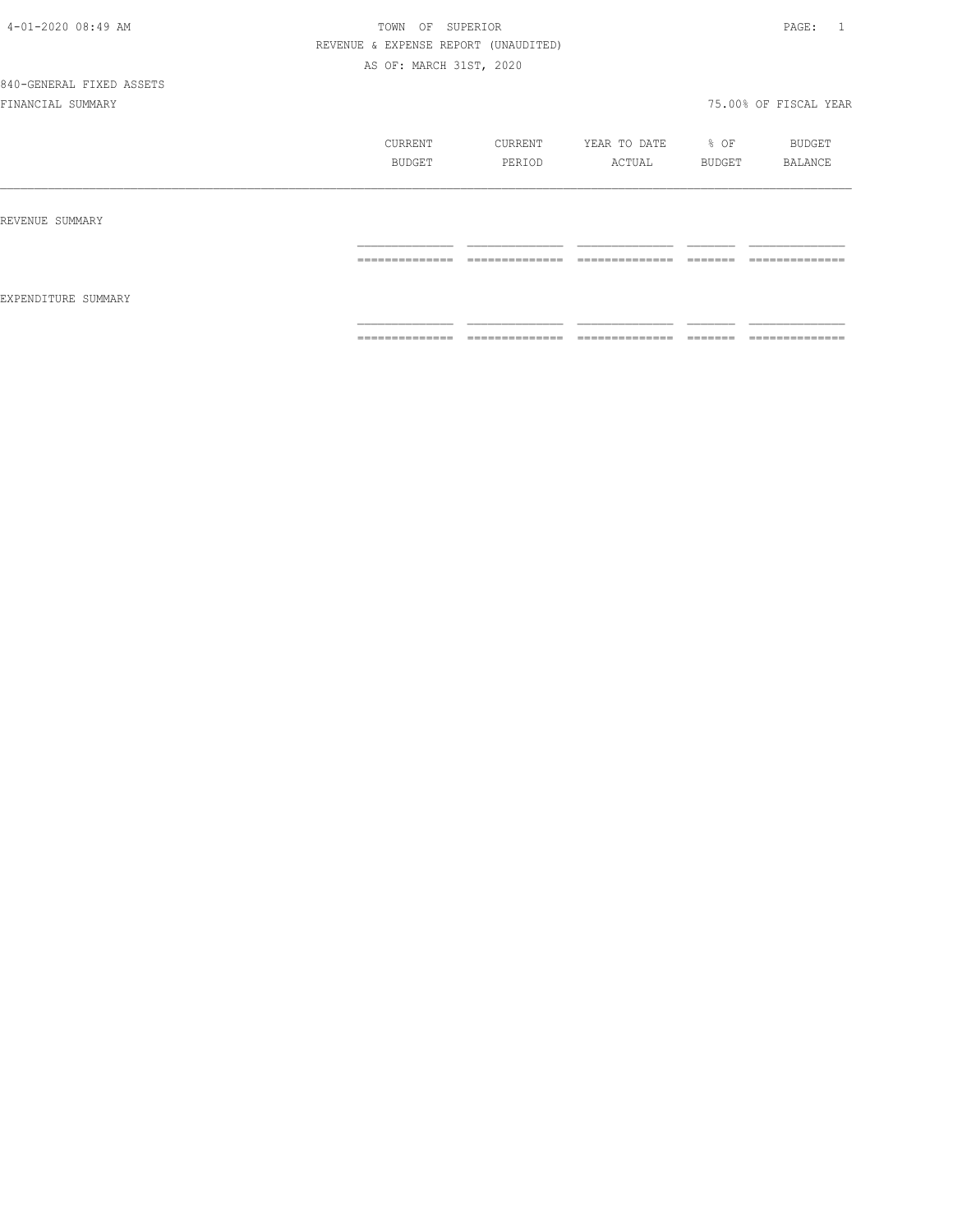TOWN OF SUPERIOR

REVENUE & EXPENSE REPORT (UNAUDITED)

AS OF: MARCH 31ST, 2020

840-GENERAL FIXED ASSETS

FINANCIAL SUMMARY

75.00% OF FISCAL YEAR

| | CURRENT BUDGET | CURRENT PERIOD | YEAR TO DATE ACTUAL | % OF BUDGET | BUDGET BALANCE |
|---|---|---|---|---|---|
| REVENUE SUMMARY | | | | | |
| EXPENDITURE SUMMARY | | | | | |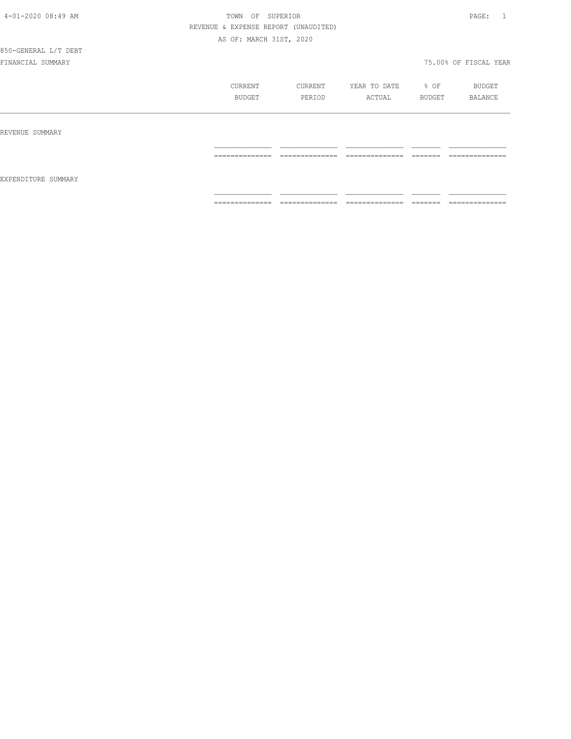4-01-2020 08:49 AM

TOWN OF SUPERIOR

REVENUE & EXPENSE REPORT (UNAUDITED)

AS OF: MARCH 31ST, 2020

850-GENERAL L/T DEBT

FINANCIAL SUMMARY

75.00% OF FISCAL YEAR

| | CURRENT BUDGET | CURRENT PERIOD | YEAR TO DATE ACTUAL | % OF BUDGET | BUDGET BALANCE |
|---|---|---|---|---|---|
| REVENUE SUMMARY | | | | | |
| EXPENDITURE SUMMARY | | | | | |